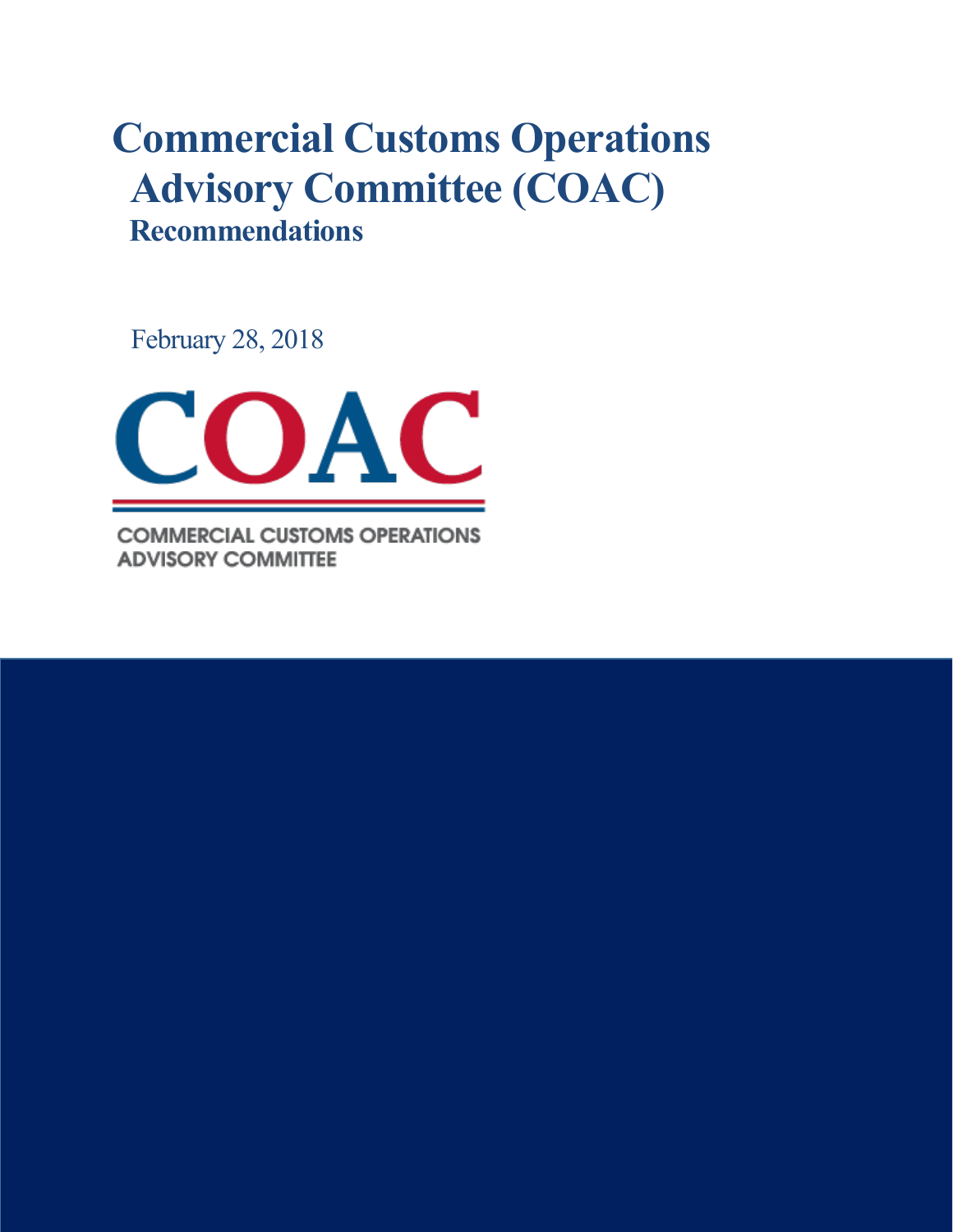# Commercial Customs Operations Advisory Committee (COAC)

## Recommendations

February 28, 2018

COAC

COMMERCIAL CUSTOMS OPERATIONS ADVISORY COMMITTEE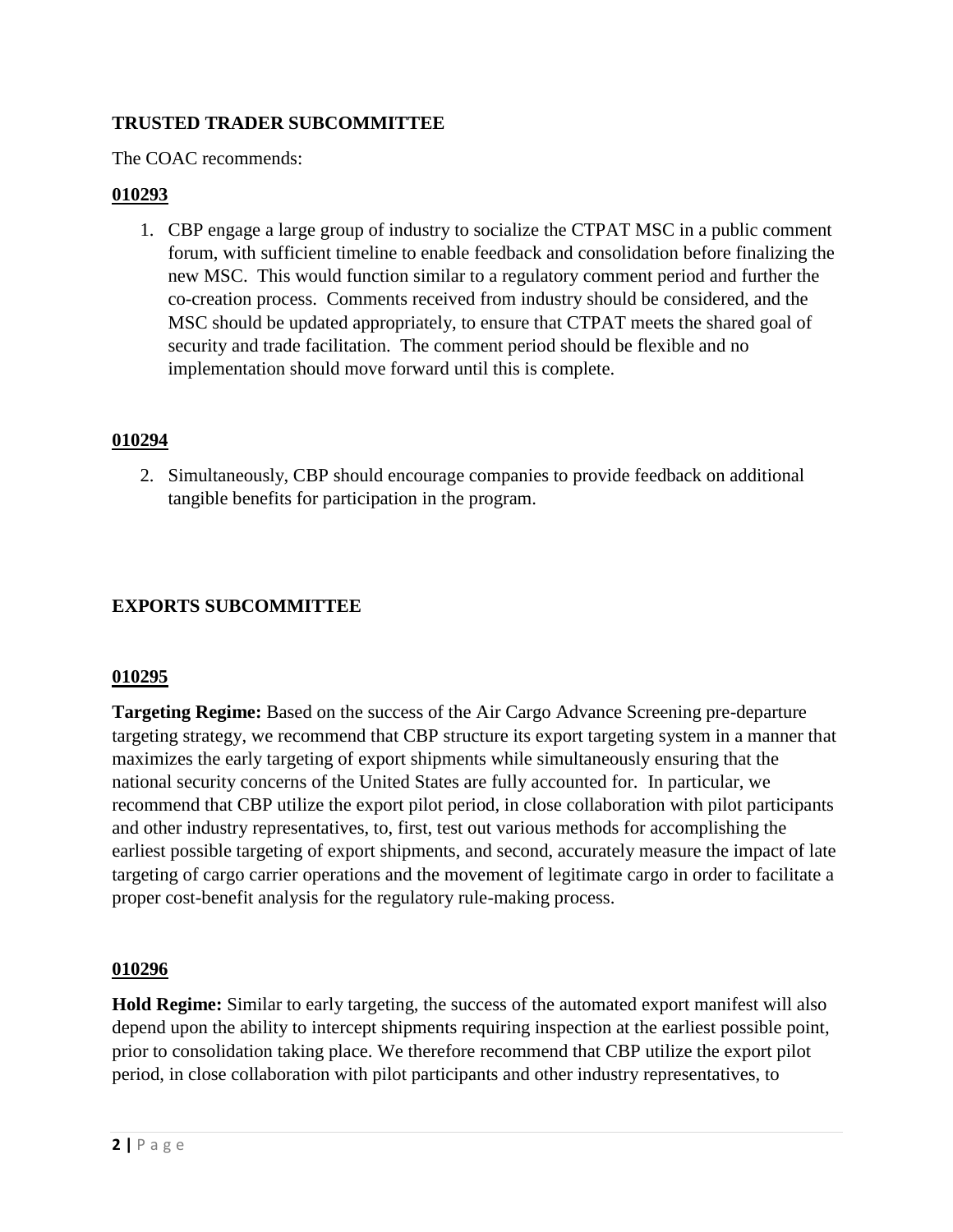**TRUSTED TRADER SUBCOMMITTEE**

The COAC recommends:

**010293**

1. CBP engage a large group of industry to socialize the CTPAT MSC in a public comment forum, with sufficient timeline to enable feedback and consolidation before finalizing the new MSC. This would function similar to a regulatory comment period and further the co-creation process. Comments received from industry should be considered, and the MSC should be updated appropriately, to ensure that CTPAT meets the shared goal of security and trade facilitation. The comment period should be flexible and no implementation should move forward until this is complete.

**010294**

2. Simultaneously, CBP should encourage companies to provide feedback on additional tangible benefits for participation in the program.

**EXPORTS SUBCOMMITTEE**

**010295**

**Targeting Regime:** Based on the success of the Air Cargo Advance Screening pre-departure targeting strategy, we recommend that CBP structure its export targeting system in a manner that maximizes the early targeting of export shipments while simultaneously ensuring that the national security concerns of the United States are fully accounted for. In particular, we recommend that CBP utilize the export pilot period, in close collaboration with pilot participants and other industry representatives, to, first, test out various methods for accomplishing the earliest possible targeting of export shipments, and second, accurately measure the impact of late targeting of cargo carrier operations and the movement of legitimate cargo in order to facilitate a proper cost-benefit analysis for the regulatory rule-making process.

**010296**

**Hold Regime:** Similar to early targeting, the success of the automated export manifest will also depend upon the ability to intercept shipments requiring inspection at the earliest possible point, prior to consolidation taking place. We therefore recommend that CBP utilize the export pilot period, in close collaboration with pilot participants and other industry representatives, to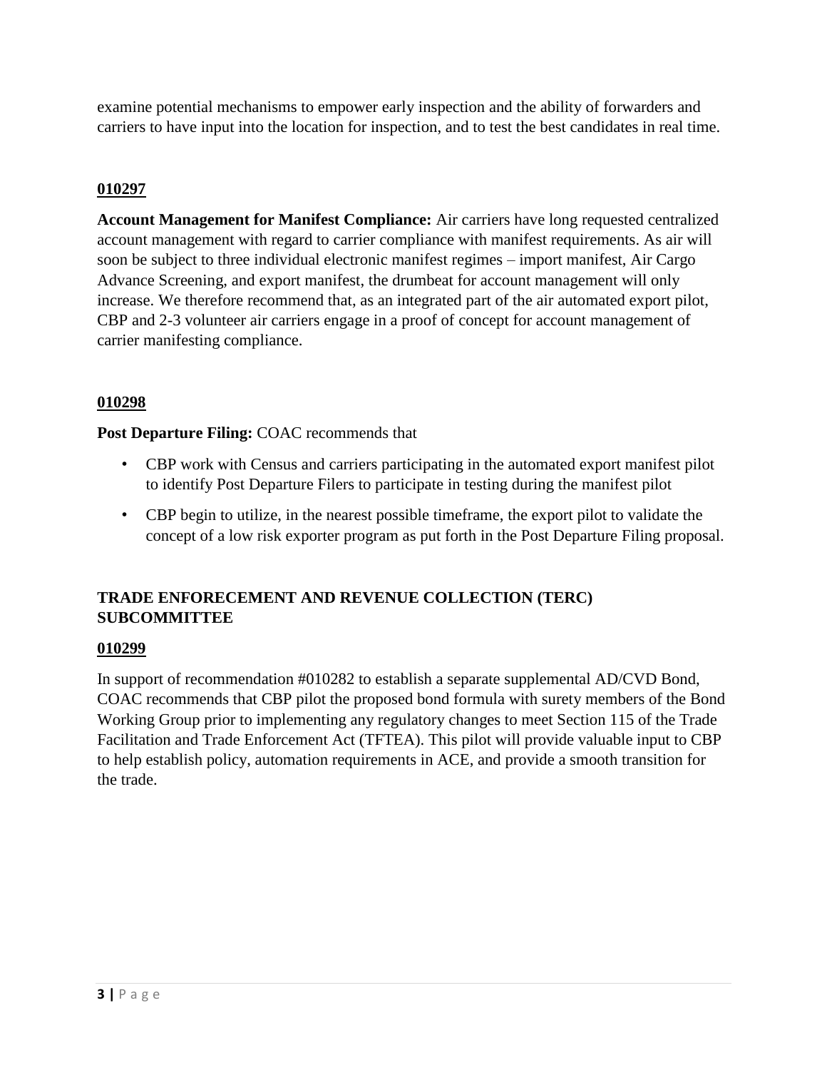examine potential mechanisms to empower early inspection and the ability of forwarders and carriers to have input into the location for inspection, and to test the best candidates in real time.

**010297**

**Account Management for Manifest Compliance:** Air carriers have long requested centralized account management with regard to carrier compliance with manifest requirements. As air will soon be subject to three individual electronic manifest regimes – import manifest, Air Cargo Advance Screening, and export manifest, the drumbeat for account management will only increase. We therefore recommend that, as an integrated part of the air automated export pilot, CBP and 2-3 volunteer air carriers engage in a proof of concept for account management of carrier manifesting compliance.

**010298**

**Post Departure Filing:** COAC recommends that

- CBP work with Census and carriers participating in the automated export manifest pilot to identify Post Departure Filers to participate in testing during the manifest pilot
- CBP begin to utilize, in the nearest possible timeframe, the export pilot to validate the concept of a low risk exporter program as put forth in the Post Departure Filing proposal.

## TRADE ENFORECEMENT AND REVENUE COLLECTION (TERC) SUBCOMMITTEE

**010299**

In support of recommendation #010282 to establish a separate supplemental AD/CVD Bond, COAC recommends that CBP pilot the proposed bond formula with surety members of the Bond Working Group prior to implementing any regulatory changes to meet Section 115 of the Trade Facilitation and Trade Enforcement Act (TFTEA). This pilot will provide valuable input to CBP to help establish policy, automation requirements in ACE, and provide a smooth transition for the trade.